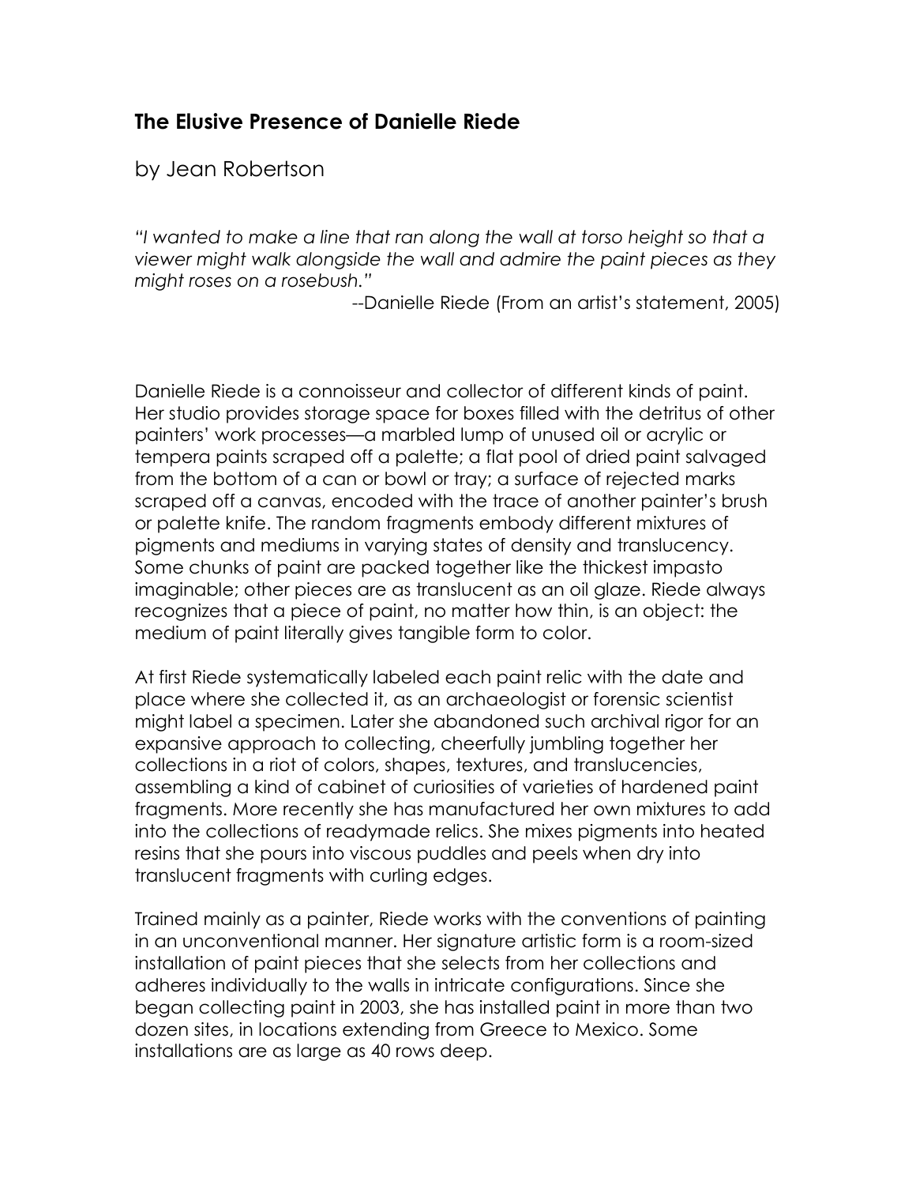## The Elusive Presence of Danielle Riede

by Jean Robertson

*"I wanted to make a line that ran along the wall at torso height so that a viewer might walk alongside the wall and admire the paint pieces as they might roses on a rosebush."*

--Danielle Riede (From an artist's statement, 2005)

Danielle Riede is a connoisseur and collector of different kinds of paint. Her studio provides storage space for boxes filled with the detritus of other painters' work processes—a marbled lump of unused oil or acrylic or tempera paints scraped off a palette; a flat pool of dried paint salvaged from the bottom of a can or bowl or tray; a surface of rejected marks scraped off a canvas, encoded with the trace of another painter's brush or palette knife. The random fragments embody different mixtures of pigments and mediums in varying states of density and translucency. Some chunks of paint are packed together like the thickest impasto imaginable; other pieces are as translucent as an oil glaze. Riede always recognizes that a piece of paint, no matter how thin, is an object: the medium of paint literally gives tangible form to color.

At first Riede systematically labeled each paint relic with the date and place where she collected it, as an archaeologist or forensic scientist might label a specimen. Later she abandoned such archival rigor for an expansive approach to collecting, cheerfully jumbling together her collections in a riot of colors, shapes, textures, and translucencies, assembling a kind of cabinet of curiosities of varieties of hardened paint fragments. More recently she has manufactured her own mixtures to add into the collections of readymade relics. She mixes pigments into heated resins that she pours into viscous puddles and peels when dry into translucent fragments with curling edges.

Trained mainly as a painter, Riede works with the conventions of painting in an unconventional manner. Her signature artistic form is a room-sized installation of paint pieces that she selects from her collections and adheres individually to the walls in intricate configurations. Since she began collecting paint in 2003, she has installed paint in more than two dozen sites, in locations extending from Greece to Mexico. Some installations are as large as 40 rows deep.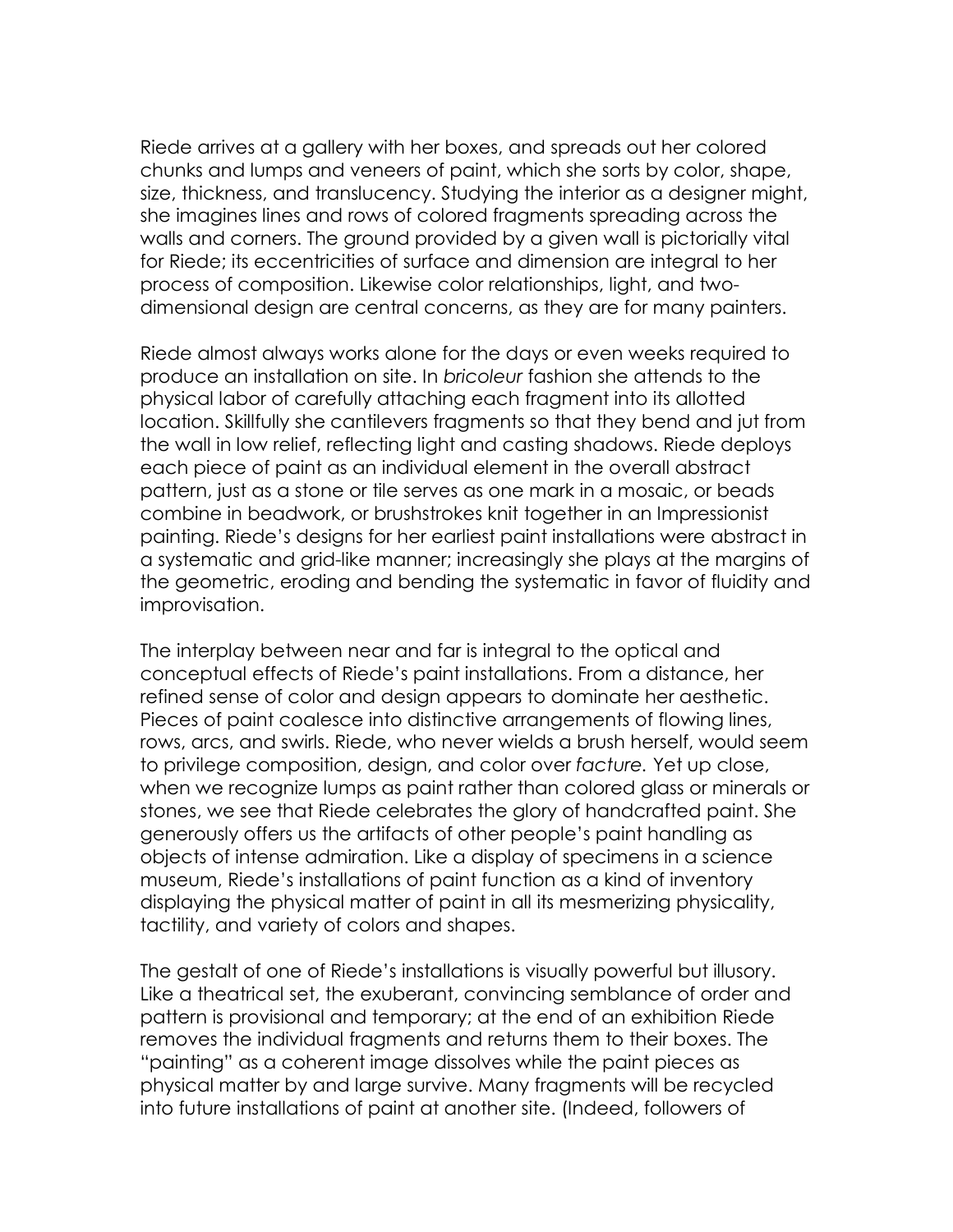Riede arrives at a gallery with her boxes, and spreads out her colored chunks and lumps and veneers of paint, which she sorts by color, shape, size, thickness, and translucency. Studying the interior as a designer might, she imagines lines and rows of colored fragments spreading across the walls and corners. The ground provided by a given wall is pictorially vital for Riede; its eccentricities of surface and dimension are integral to her process of composition. Likewise color relationships, light, and two-dimensional design are central concerns, as they are for many painters.

Riede almost always works alone for the days or even weeks required to produce an installation on site. In *bricoleur* fashion she attends to the physical labor of carefully attaching each fragment into its allotted location. Skillfully she cantilevers fragments so that they bend and jut from the wall in low relief, reflecting light and casting shadows. Riede deploys each piece of paint as an individual element in the overall abstract pattern, just as a stone or tile serves as one mark in a mosaic, or beads combine in beadwork, or brushstrokes knit together in an Impressionist painting. Riede's designs for her earliest paint installations were abstract in a systematic and grid-like manner; increasingly she plays at the margins of the geometric, eroding and bending the systematic in favor of fluidity and improvisation.

The interplay between near and far is integral to the optical and conceptual effects of Riede's paint installations. From a distance, her refined sense of color and design appears to dominate her aesthetic. Pieces of paint coalesce into distinctive arrangements of flowing lines, rows, arcs, and swirls. Riede, who never wields a brush herself, would seem to privilege composition, design, and color over *facture.* Yet up close, when we recognize lumps as paint rather than colored glass or minerals or stones, we see that Riede celebrates the glory of handcrafted paint. She generously offers us the artifacts of other people's paint handling as objects of intense admiration. Like a display of specimens in a science museum, Riede's installations of paint function as a kind of inventory displaying the physical matter of paint in all its mesmerizing physicality, tactility, and variety of colors and shapes.

The gestalt of one of Riede's installations is visually powerful but illusory. Like a theatrical set, the exuberant, convincing semblance of order and pattern is provisional and temporary; at the end of an exhibition Riede removes the individual fragments and returns them to their boxes. The "painting" as a coherent image dissolves while the paint pieces as physical matter by and large survive. Many fragments will be recycled into future installations of paint at another site. (Indeed, followers of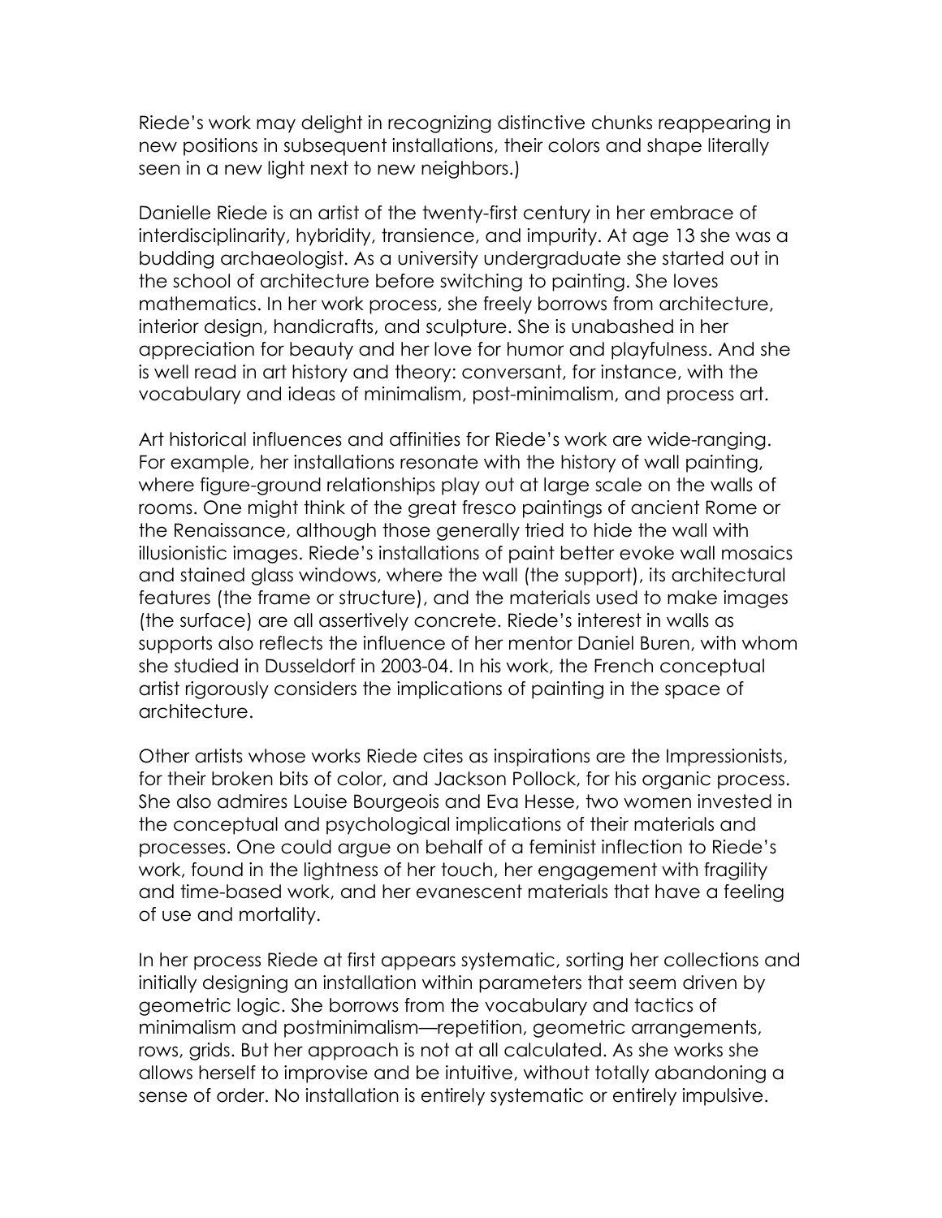Riede's work may delight in recognizing distinctive chunks reappearing in new positions in subsequent installations, their colors and shape literally seen in a new light next to new neighbors.)

Danielle Riede is an artist of the twenty-first century in her embrace of interdisciplinarity, hybridity, transience, and impurity. At age 13 she was a budding archaeologist. As a university undergraduate she started out in the school of architecture before switching to painting. She loves mathematics. In her work process, she freely borrows from architecture, interior design, handicrafts, and sculpture. She is unabashed in her appreciation for beauty and her love for humor and playfulness. And she is well read in art history and theory: conversant, for instance, with the vocabulary and ideas of minimalism, post-minimalism, and process art.

Art historical influences and affinities for Riede's work are wide-ranging. For example, her installations resonate with the history of wall painting, where figure-ground relationships play out at large scale on the walls of rooms. One might think of the great fresco paintings of ancient Rome or the Renaissance, although those generally tried to hide the wall with illusionistic images. Riede's installations of paint better evoke wall mosaics and stained glass windows, where the wall (the support), its architectural features (the frame or structure), and the materials used to make images (the surface) are all assertively concrete. Riede's interest in walls as supports also reflects the influence of her mentor Daniel Buren, with whom she studied in Dusseldorf in 2003-04. In his work, the French conceptual artist rigorously considers the implications of painting in the space of architecture.

Other artists whose works Riede cites as inspirations are the Impressionists, for their broken bits of color, and Jackson Pollock, for his organic process. She also admires Louise Bourgeois and Eva Hesse, two women invested in the conceptual and psychological implications of their materials and processes. One could argue on behalf of a feminist inflection to Riede's work, found in the lightness of her touch, her engagement with fragility and time-based work, and her evanescent materials that have a feeling of use and mortality.

In her process Riede at first appears systematic, sorting her collections and initially designing an installation within parameters that seem driven by geometric logic. She borrows from the vocabulary and tactics of minimalism and postminimalism—repetition, geometric arrangements, rows, grids. But her approach is not at all calculated. As she works she allows herself to improvise and be intuitive, without totally abandoning a sense of order. No installation is entirely systematic or entirely impulsive.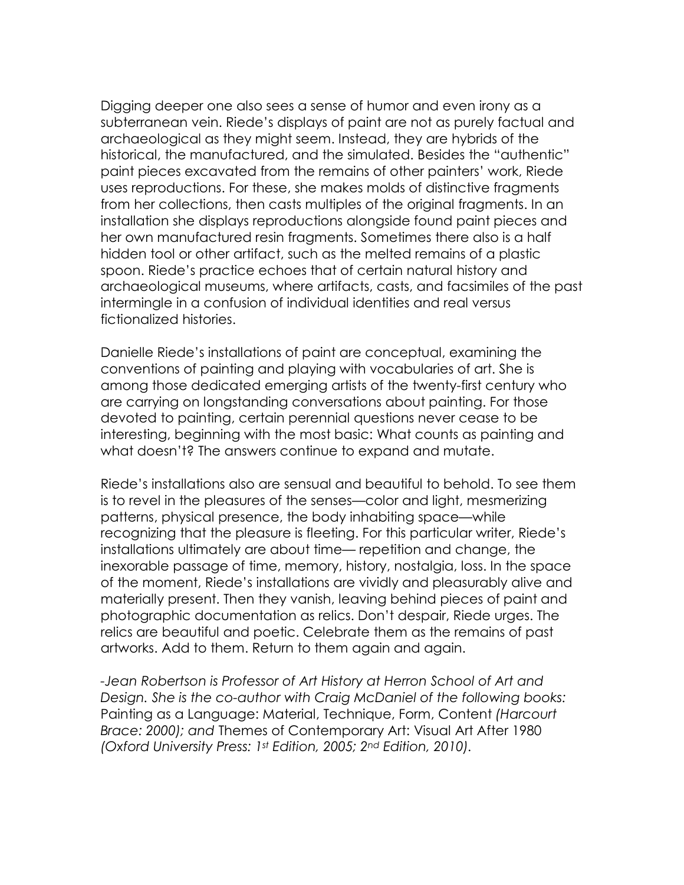Digging deeper one also sees a sense of humor and even irony as a subterranean vein. Riede's displays of paint are not as purely factual and archaeological as they might seem. Instead, they are hybrids of the historical, the manufactured, and the simulated. Besides the "authentic" paint pieces excavated from the remains of other painters' work, Riede uses reproductions. For these, she makes molds of distinctive fragments from her collections, then casts multiples of the original fragments. In an installation she displays reproductions alongside found paint pieces and her own manufactured resin fragments. Sometimes there also is a half hidden tool or other artifact, such as the melted remains of a plastic spoon. Riede's practice echoes that of certain natural history and archaeological museums, where artifacts, casts, and facsimiles of the past intermingle in a confusion of individual identities and real versus fictionalized histories.

Danielle Riede's installations of paint are conceptual, examining the conventions of painting and playing with vocabularies of art. She is among those dedicated emerging artists of the twenty-first century who are carrying on longstanding conversations about painting. For those devoted to painting, certain perennial questions never cease to be interesting, beginning with the most basic: What counts as painting and what doesn't? The answers continue to expand and mutate.

Riede's installations also are sensual and beautiful to behold. To see them is to revel in the pleasures of the senses—color and light, mesmerizing patterns, physical presence, the body inhabiting space—while recognizing that the pleasure is fleeting. For this particular writer, Riede's installations ultimately are about time— repetition and change, the inexorable passage of time, memory, history, nostalgia, loss. In the space of the moment, Riede's installations are vividly and pleasurably alive and materially present. Then they vanish, leaving behind pieces of paint and photographic documentation as relics. Don't despair, Riede urges. The relics are beautiful and poetic. Celebrate them as the remains of past artworks. Add to them. Return to them again and again.

*-Jean Robertson is Professor of Art History at Herron School of Art and Design. She is the co-author with Craig McDaniel of the following books:* Painting as a Language: Material, Technique, Form, Content *(Harcourt Brace: 2000); and* Themes of Contemporary Art: Visual Art After 1980 *(Oxford University Press: 1st Edition, 2005; 2nd Edition, 2010).*